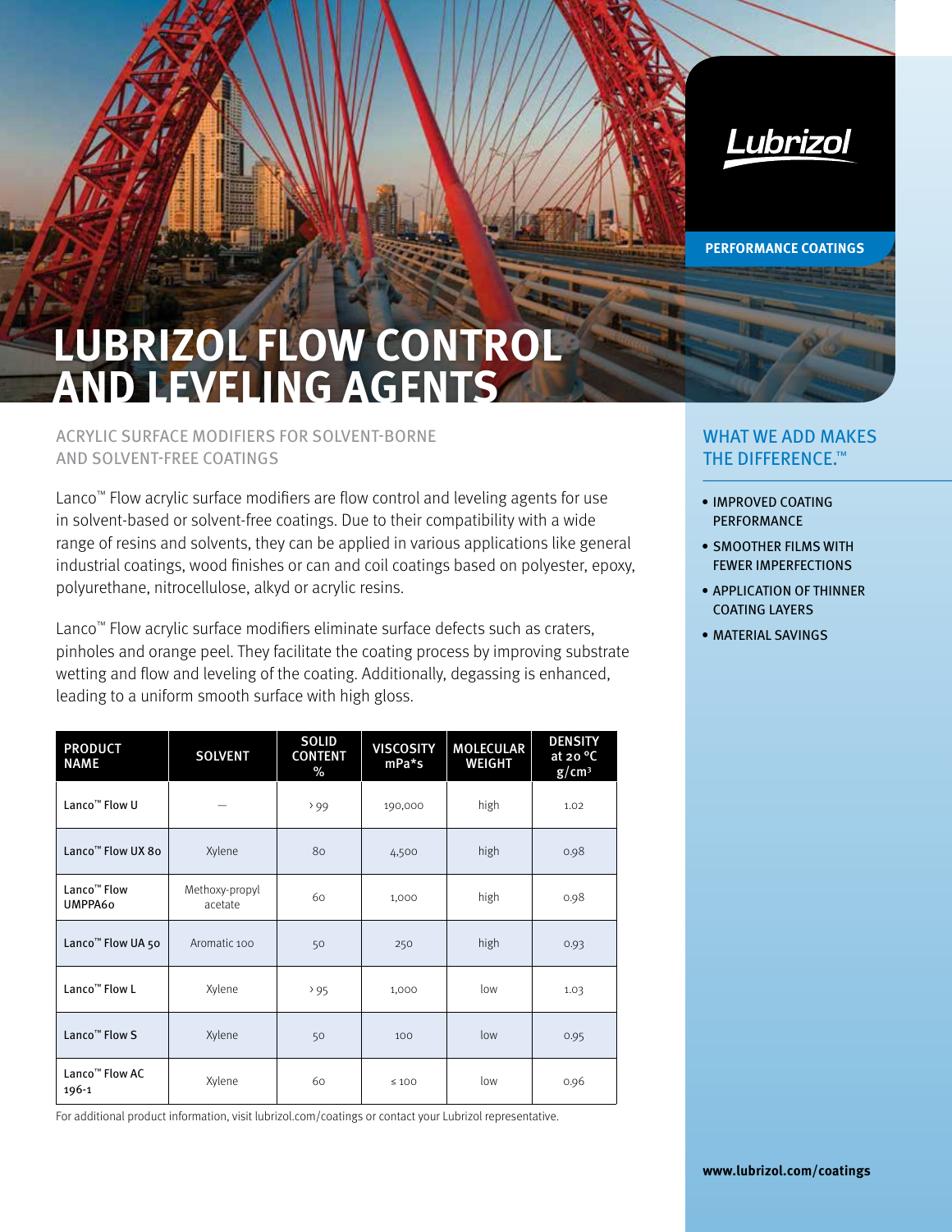Lubrizol

PERFORMANCE COATINGS

# LUBRIZOL FLOW CONTROL AND LEVELING AGENTS

## ACRYLIC SURFACE MODIFIERS FOR SOLVENT-BORNE AND SOLVENT-FREE COATINGS

Lanco™ Flow acrylic surface modifiers are flow control and leveling agents for use in solvent-based or solvent-free coatings. Due to their compatibility with a wide range of resins and solvents, they can be applied in various applications like general industrial coatings, wood finishes or can and coil coatings based on polyester, epoxy, polyurethane, nitrocellulose, alkyd or acrylic resins.

Lanco™ Flow acrylic surface modifiers eliminate surface defects such as craters, pinholes and orange peel. They facilitate the coating process by improving substrate wetting and flow and leveling of the coating. Additionally, degassing is enhanced, leading to a uniform smooth surface with high gloss.

| PRODUCT NAME | SOLVENT | SOLID CONTENT % | VISCOSITY mPa*s | MOLECULAR WEIGHT | DENSITY at 20 °C g/cm³ |
|---|---|---|---|---|---|
| Lanco™ Flow U | — | > 99 | 190,000 | high | 1.02 |
| Lanco™ Flow UX 80 | Xylene | 80 | 4,500 | high | 0.98 |
| Lanco™ Flow UMPPA60 | Methoxy-propyl acetate | 60 | 1,000 | high | 0.98 |
| Lanco™ Flow UA 50 | Aromatic 100 | 50 | 250 | high | 0.93 |
| Lanco™ Flow L | Xylene | > 95 | 1,000 | low | 1.03 |
| Lanco™ Flow S | Xylene | 50 | 100 | low | 0.95 |
| Lanco™ Flow AC 196-1 | Xylene | 60 | ≤ 100 | low | 0.96 |

For additional product information, visit lubrizol.com/coatings or contact your Lubrizol representative.

## WHAT WE ADD MAKES THE DIFFERENCE.™

- IMPROVED COATING PERFORMANCE
- SMOOTHER FILMS WITH FEWER IMPERFECTIONS
- APPLICATION OF THINNER COATING LAYERS
- MATERIAL SAVINGS

**www.lubrizol.com/coatings**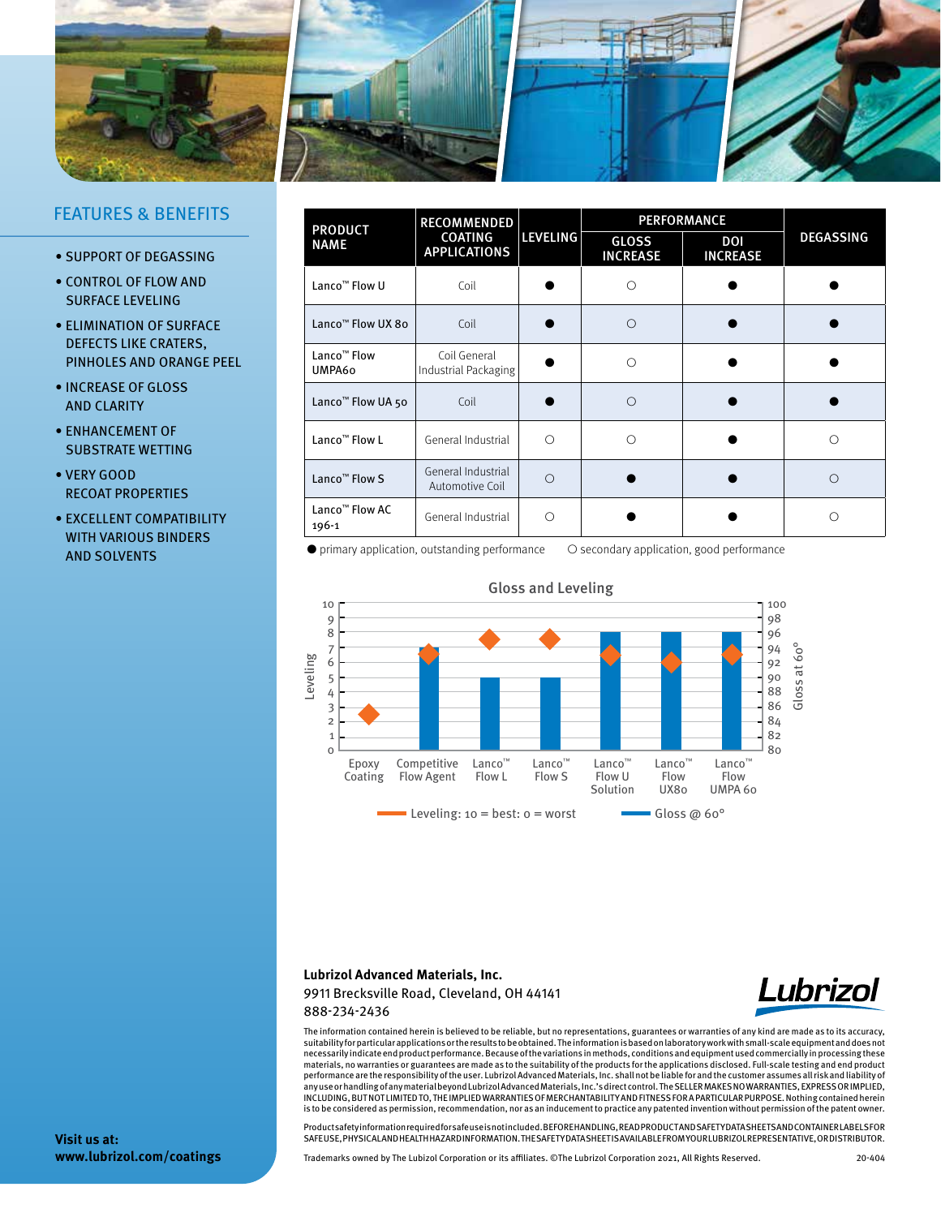## FEATURES & BENEFITS

- SUPPORT OF DEGASSING
- CONTROL OF FLOW AND SURFACE LEVELING
- ELIMINATION OF SURFACE DEFECTS LIKE CRATERS, PINHOLES AND ORANGE PEEL
- INCREASE OF GLOSS AND CLARITY
- ENHANCEMENT OF SUBSTRATE WETTING
- VERY GOOD RECOAT PROPERTIES
- EXCELLENT COMPATIBILITY WITH VARIOUS BINDERS AND SOLVENTS

| PRODUCT NAME | RECOMMENDED COATING APPLICATIONS | LEVELING | PERFORMANCE | | DEGASSING |
|---|---|---|---|---|---|
| | | | GLOSS INCREASE | DOI INCREASE | |
| Lanco™ Flow U | Coil | ● | ○ | ● | ● |
| Lanco™ Flow UX 80 | Coil | ● | ○ | ● | ● |
| Lanco™ Flow UMPA60 | Coil General Industrial Packaging | ● | ○ | ● | ● |
| Lanco™ Flow UA 50 | Coil | ● | ○ | ● | ● |
| Lanco™ Flow L | General Industrial | ○ | ○ | ● | ○ |
| Lanco™ Flow S | General Industrial Automotive Coil | ○ | ● | ● | ○ |
| Lanco™ Flow AC 196-1 | General Industrial | ○ | ● | ● | ○ |

● primary application, outstanding performance ○ secondary application, good performance

Gloss and Leveling

Leveling
0 1 2 3 4 5 6 7 8 9 10

Gloss at 60°
80 82 84 86 88 90 92 94 96 98 100

Epoxy Coating
Competitive Flow Agent
Lanco™ Flow L
Lanco™ Flow S
Lanco™ Flow U Solution
Lanco™ Flow UX80
Lanco™ Flow UMPA 60

Leveling: 10 = best: 0 = worst
Gloss @ 60°

**Lubrizol Advanced Materials, Inc.**
9911 Brecksville Road, Cleveland, OH 44141
888-234-2436

Lubrizol

The information contained herein is believed to be reliable, but no representations, guarantees or warranties of any kind are made as to its accuracy, suitability for particular applications or the results to be obtained. The information is based on laboratory work with small-scale equipment and does not necessarily indicate end product performance. Because of the variations in methods, conditions and equipment used commercially in processing these materials, no warranties or guarantees are made as to the suitability of the products for the applications disclosed. Full-scale testing and end product performance are the responsibility of the user. Lubrizol Advanced Materials, Inc. shall not be liable for and the customer assumes all risk and liability of any use or handling of any material beyond Lubrizol Advanced Materials, Inc.'s direct control. THE SELLER MAKES NO WARRANTIES, EXPRESS OR IMPLIED, INCLUDING, BUT NOT LIMITED TO, THE IMPLIED WARRANTIES OF MERCHANTABILITY AND FITNESS FOR A PARTICULAR PURPOSE. Nothing contained herein is to be considered as permission, recommendation, nor as an inducement to practice any patented invention without permission of the patent owner.

Product safety information required for safe use is not included. BEFORE HANDLING, READ PRODUCT AND SAFETY DATA SHEETS AND CONTAINER LABELS FOR SAFE USE, PHYSICAL AND HEALTH HAZARD INFORMATION. THE SAFETY DATA SHEET IS AVAILABLE FROM YOUR LUBRIZOL REPRESENTATIVE, OR DISTRIBUTOR.

Trademarks owned by The Lubizol Corporation or its affiliates. ©The Lubrizol Corporation 2021, All Rights Reserved. 20-404

**Visit us at:**
**www.lubrizol.com/coatings**